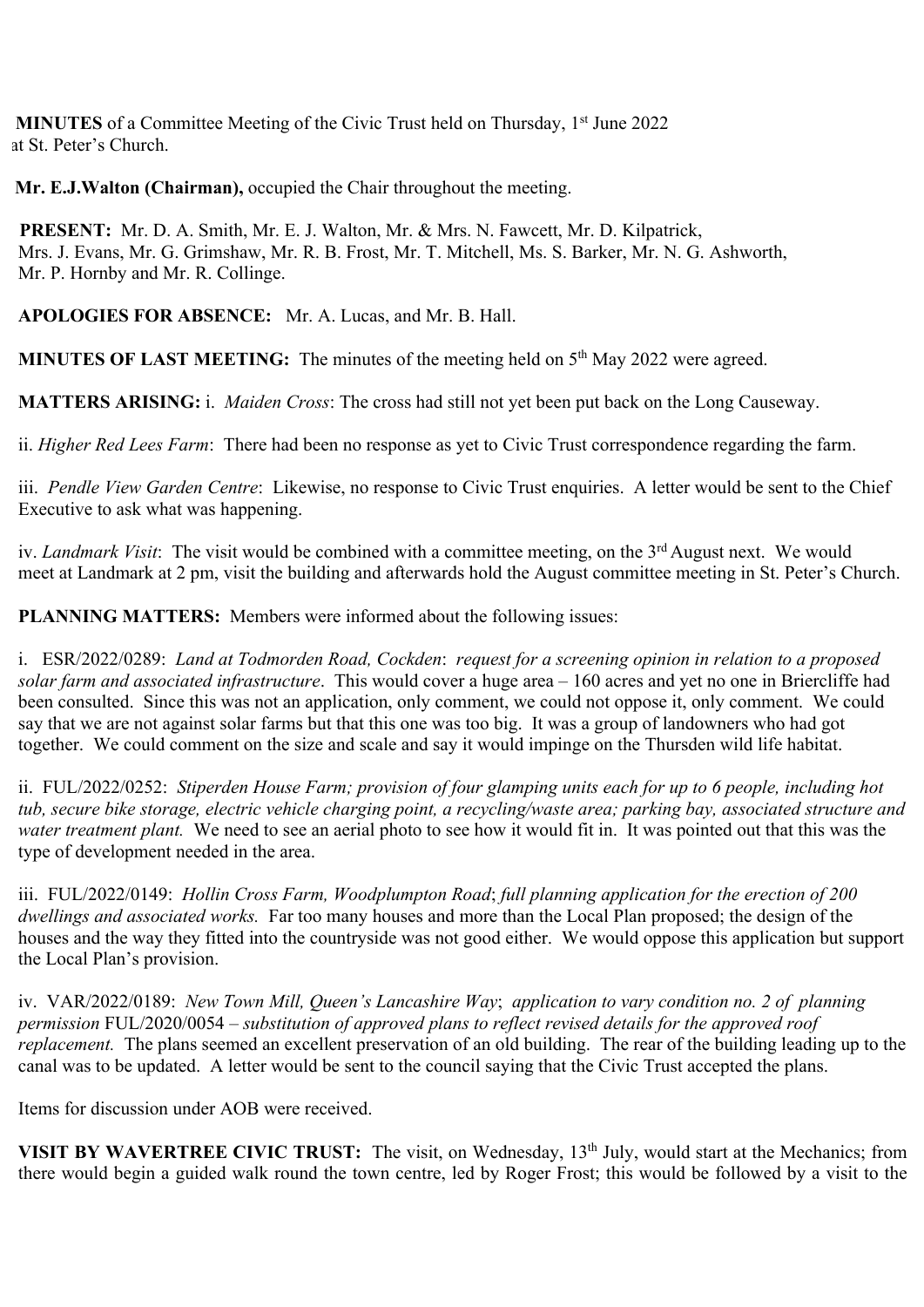**MINUTES** of a Committee Meeting of the Civic Trust held on Thursday, 1st June 2022 at St. Peter's Church.

**Mr. E.J.Walton (Chairman),** occupied the Chair throughout the meeting.

**PRESENT:** Mr. D. A. Smith, Mr. E. J. Walton, Mr. & Mrs. N. Fawcett, Mr. D. Kilpatrick, Mrs. J. Evans, Mr. G. Grimshaw, Mr. R. B. Frost, Mr. T. Mitchell, Ms. S. Barker, Mr. N. G. Ashworth, Mr. P. Hornby and Mr. R. Collinge.

**APOLOGIES FOR ABSENCE:** Mr. A. Lucas, and Mr. B. Hall.

**MINUTES OF LAST MEETING:** The minutes of the meeting held on 5th May 2022 were agreed.

**MATTERS ARISING:** i. *Maiden Cross*: The cross had still not yet been put back on the Long Causeway.

ii. *Higher Red Lees Farm*: There had been no response as yet to Civic Trust correspondence regarding the farm.

iii. *Pendle View Garden Centre*: Likewise, no response to Civic Trust enquiries. A letter would be sent to the Chief Executive to ask what was happening.

iv. *Landmark Visit*: The visit would be combined with a committee meeting, on the 3rd August next. We would meet at Landmark at 2 pm, visit the building and afterwards hold the August committee meeting in St. Peter's Church.

**PLANNING MATTERS:** Members were informed about the following issues:

i. ESR/2022/0289: *Land at Todmorden Road, Cockden*: *request for a screening opinion in relation to a proposed solar farm and associated infrastructure*. This would cover a huge area – 160 acres and yet no one in Briercliffe had been consulted. Since this was not an application, only comment, we could not oppose it, only comment. We could say that we are not against solar farms but that this one was too big. It was a group of landowners who had got together. We could comment on the size and scale and say it would impinge on the Thursden wild life habitat.

ii. FUL/2022/0252: *Stiperden House Farm; provision of four glamping units each for up to 6 people, including hot tub, secure bike storage, electric vehicle charging point, a recycling/waste area; parking bay, associated structure and water treatment plant.* We need to see an aerial photo to see how it would fit in. It was pointed out that this was the type of development needed in the area.

iii. FUL/2022/0149: *Hollin Cross Farm, Woodplumpton Road*; *full planning application for the erection of 200 dwellings and associated works.* Far too many houses and more than the Local Plan proposed; the design of the houses and the way they fitted into the countryside was not good either. We would oppose this application but support the Local Plan's provision.

iv. VAR/2022/0189: *New Town Mill, Queen's Lancashire Way*; *application to vary condition no. 2 of planning permission* FUL/2020/0054 – *substitution of approved plans to reflect revised details for the approved roof replacement.* The plans seemed an excellent preservation of an old building. The rear of the building leading up to the canal was to be updated. A letter would be sent to the council saying that the Civic Trust accepted the plans.

Items for discussion under AOB were received.

**VISIT BY WAVERTREE CIVIC TRUST:** The visit, on Wednesday, 13th July, would start at the Mechanics; from there would begin a guided walk round the town centre, led by Roger Frost; this would be followed by a visit to the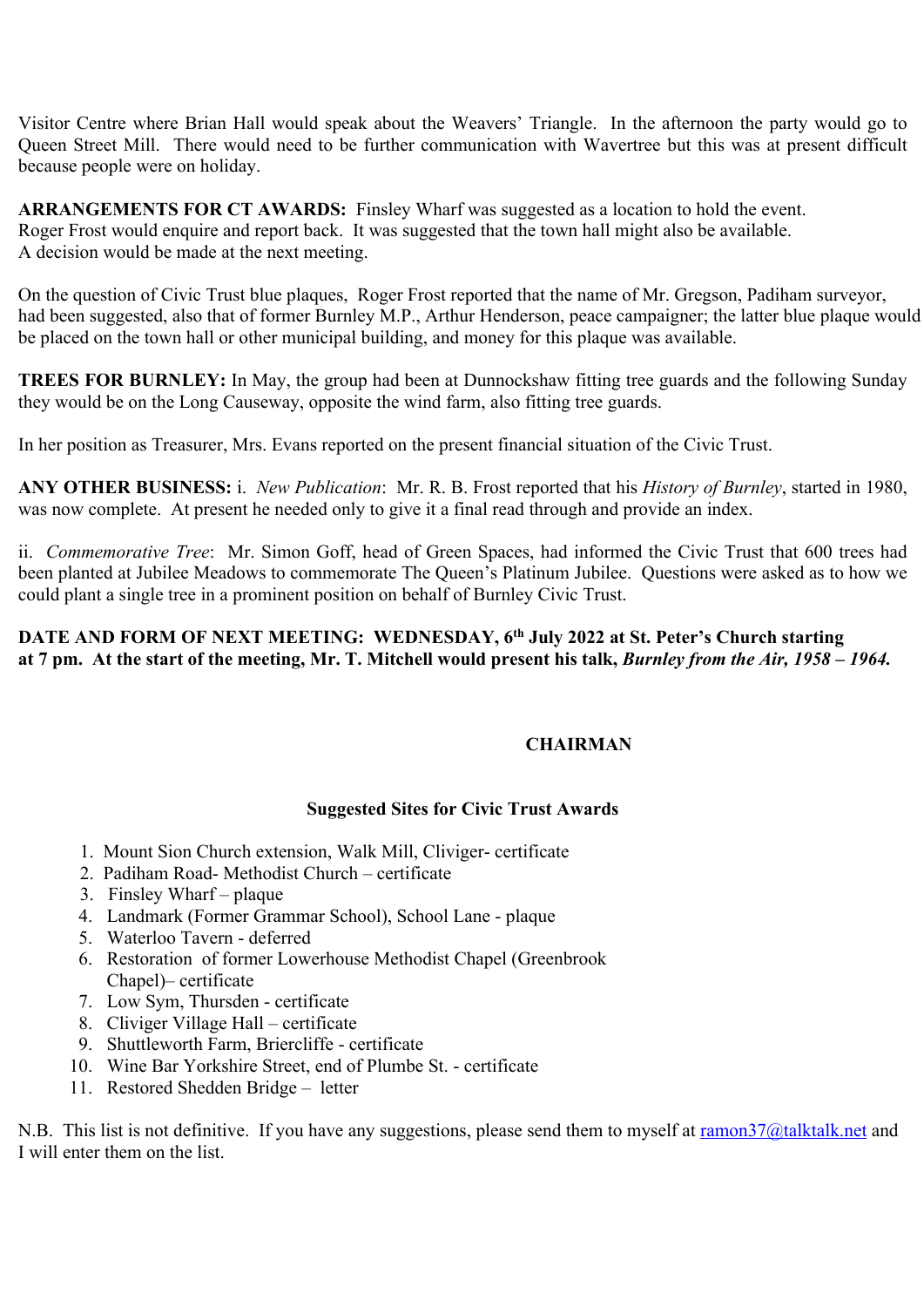Visitor Centre where Brian Hall would speak about the Weavers' Triangle. In the afternoon the party would go to Queen Street Mill. There would need to be further communication with Wavertree but this was at present difficult because people were on holiday.

**ARRANGEMENTS FOR CT AWARDS:** Finsley Wharf was suggested as a location to hold the event. Roger Frost would enquire and report back. It was suggested that the town hall might also be available. A decision would be made at the next meeting.

On the question of Civic Trust blue plaques, Roger Frost reported that the name of Mr. Gregson, Padiham surveyor, had been suggested, also that of former Burnley M.P., Arthur Henderson, peace campaigner; the latter blue plaque would be placed on the town hall or other municipal building, and money for this plaque was available.

**TREES FOR BURNLEY:** In May, the group had been at Dunnockshaw fitting tree guards and the following Sunday they would be on the Long Causeway, opposite the wind farm, also fitting tree guards.

In her position as Treasurer, Mrs. Evans reported on the present financial situation of the Civic Trust.

**ANY OTHER BUSINESS:** i. *New Publication*: Mr. R. B. Frost reported that his *History of Burnley*, started in 1980, was now complete. At present he needed only to give it a final read through and provide an index.

ii. *Commemorative Tree*: Mr. Simon Goff, head of Green Spaces, had informed the Civic Trust that 600 trees had been planted at Jubilee Meadows to commemorate The Queen's Platinum Jubilee. Questions were asked as to how we could plant a single tree in a prominent position on behalf of Burnley Civic Trust.

**DATE AND FORM OF NEXT MEETING: WEDNESDAY, 6th July 2022 at St. Peter's Church starting at 7 pm. At the start of the meeting, Mr. T. Mitchell would present his talk, *Burnley from the Air, 1958 – 1964.***

**CHAIRMAN**

**Suggested Sites for Civic Trust Awards**

1. Mount Sion Church extension, Walk Mill, Cliviger- certificate
2. Padiham Road- Methodist Church – certificate
3. Finsley Wharf – plaque
4. Landmark (Former Grammar School), School Lane - plaque
5. Waterloo Tavern - deferred
6. Restoration of former Lowerhouse Methodist Chapel (Greenbrook Chapel)– certificate
7. Low Sym, Thursden - certificate
8. Cliviger Village Hall – certificate
9. Shuttleworth Farm, Briercliffe - certificate
10. Wine Bar Yorkshire Street, end of Plumbe St. - certificate
11. Restored Shedden Bridge – letter

N.B. This list is not definitive. If you have any suggestions, please send them to myself at ramon37@talktalk.net and I will enter them on the list.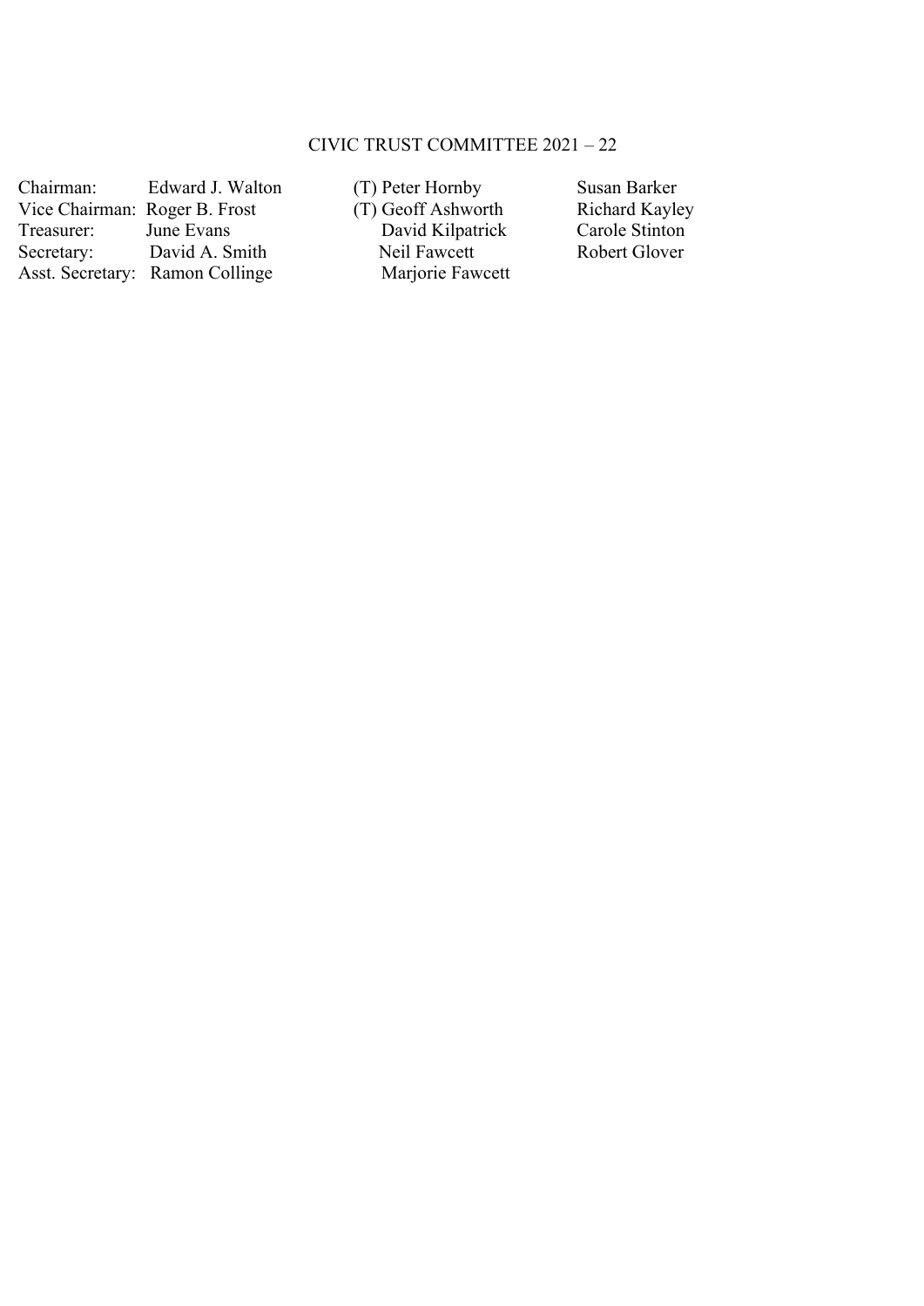# CIVIC TRUST COMMITTEE 2021 – 22

| | | | |
|---|---|---|---|
| Chairman: | Edward J. Walton | (T) Peter Hornby | Susan Barker |
| Vice Chairman: | Roger B. Frost | (T) Geoff Ashworth | Richard Kayley |
| Treasurer: | June Evans | David Kilpatrick | Carole Stinton |
| Secretary: | David A. Smith | Neil Fawcett | Robert Glover |
| Asst. Secretary: | Ramon Collinge | Marjorie Fawcett | |